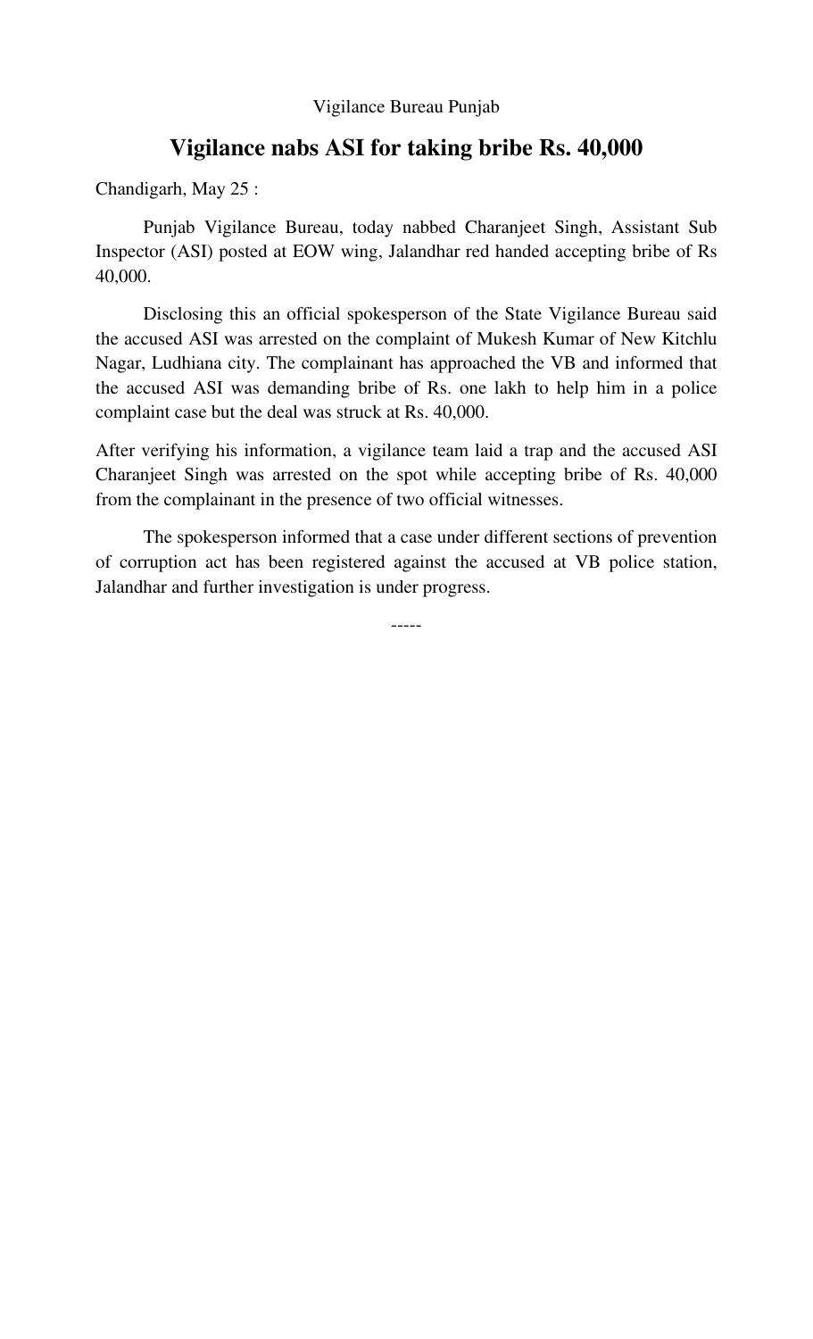Vigilance Bureau Punjab

# Vigilance nabs ASI for taking bribe Rs. 40,000

Chandigarh, May 25 :

Punjab Vigilance Bureau, today nabbed Charanjeet Singh, Assistant Sub Inspector (ASI) posted at EOW wing, Jalandhar red handed accepting bribe of Rs 40,000.

Disclosing this an official spokesperson of the State Vigilance Bureau said the accused ASI was arrested on the complaint of Mukesh Kumar of New Kitchlu Nagar, Ludhiana city. The complainant has approached the VB and informed that the accused ASI was demanding bribe of Rs. one lakh to help him in a police complaint case but the deal was struck at Rs. 40,000.

After verifying his information, a vigilance team laid a trap and the accused ASI Charanjeet Singh was arrested on the spot while accepting bribe of Rs. 40,000 from the complainant in the presence of two official witnesses.

The spokesperson informed that a case under different sections of prevention of corruption act has been registered against the accused at VB police station, Jalandhar and further investigation is under progress.

-----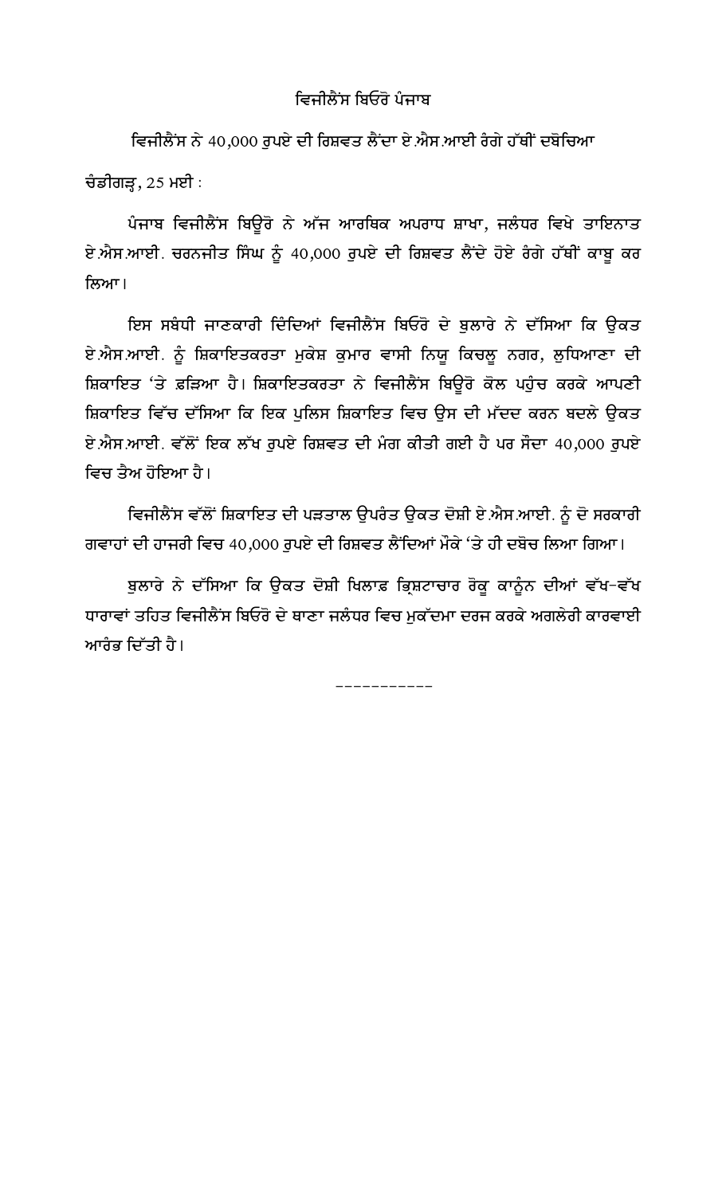ਵਿਜੀਲੈਂਸ ਬਿਓਰੋ ਪੰਜਾਬ

## ਵਿਜੀਲੈਂਸ ਨੇ 40,000 ਰੁਪਏ ਦੀ ਰਿਸ਼ਵਤ ਲੈਂਦਾ ਏ.ਐਸ.ਆਈ ਰੰਗੇ ਹੱਥੀਂ ਦਬੋਚਿਆ

ਚੰਡੀਗੜ੍ਹ, 25 ਮਈ :

ਪੰਜਾਬ ਵਿਜੀਲੈਂਸ ਬਿਊਰੋ ਨੇ ਅੱਜ ਆਰਥਿਕ ਅਪਰਾਧ ਸ਼ਾਖਾ, ਜਲੰਧਰ ਵਿਖੇ ਤਾਇਨਾਤ ਏ.ਐਸ.ਆਈ. ਚਰਨਜੀਤ ਸਿੰਘ ਨੂੰ 40,000 ਰੁਪਏ ਦੀ ਰਿਸ਼ਵਤ ਲੈਂਦੇ ਹੋਏ ਰੰਗੇ ਹੱਥੀਂ ਕਾਬੂ ਕਰ ਲਿਆ।

ਇਸ ਸਬੰਧੀ ਜਾਣਕਾਰੀ ਦਿੰਦਿਆਂ ਵਿਜੀਲੈਂਸ ਬਿਓਰੋ ਦੇ ਬੁਲਾਰੇ ਨੇ ਦੱਸਿਆ ਕਿ ਉਕਤ ਏ.ਐਸ.ਆਈ. ਨੂੰ ਸ਼ਿਕਾਇਤਕਰਤਾ ਮੁਕੇਸ਼ ਕੁਮਾਰ ਵਾਸੀ ਨਿਯੂ ਕਿਚਲੂ ਨਗਰ, ਲੁਧਿਆਣਾ ਦੀ ਸ਼ਿਕਾਇਤ 'ਤੇ ਫ਼ੜਿਆ ਹੈ। ਸ਼ਿਕਾਇਤਕਰਤਾ ਨੇ ਵਿਜੀਲੈਂਸ ਬਿਊਰੋ ਕੋਲ ਪਹੁੰਚ ਕਰਕੇ ਆਪਣੀ ਸ਼ਿਕਾਇਤ ਵਿੱਚ ਦੱਸਿਆ ਕਿ ਇਕ ਪੁਲਿਸ ਸ਼ਿਕਾਇਤ ਵਿਚ ਉਸ ਦੀ ਮੱਦਦ ਕਰਨ ਬਦਲੇ ਉਕਤ ਏ.ਐਸ.ਆਈ. ਵੱਲੋਂ ਇਕ ਲੱਖ ਰੁਪਏ ਰਿਸ਼ਵਤ ਦੀ ਮੰਗ ਕੀਤੀ ਗਈ ਹੈ ਪਰ ਸੌਦਾ 40,000 ਰੁਪਏ ਵਿਚ ਤੈਅ ਹੋਇਆ ਹੈ।

ਵਿਜੀਲੈਂਸ ਵੱਲੋਂ ਸ਼ਿਕਾਇਤ ਦੀ ਪੜਤਾਲ ਉਪਰੰਤ ਉਕਤ ਦੋਸ਼ੀ ਏ.ਐਸ.ਆਈ. ਨੂੰ ਦੋ ਸਰਕਾਰੀ ਗਵਾਹਾਂ ਦੀ ਹਾਜਰੀ ਵਿਚ 40,000 ਰੁਪਏ ਦੀ ਰਿਸ਼ਵਤ ਲੈਂਦਿਆਂ ਮੌਕੇ 'ਤੇ ਹੀ ਦਬੋਚ ਲਿਆ ਗਿਆ।

ਬੁਲਾਰੇ ਨੇ ਦੱਸਿਆ ਕਿ ਉਕਤ ਦੋਸ਼ੀ ਖਿਲਾਫ਼ ਭ੍ਰਿਸ਼ਟਾਚਾਰ ਰੋਕੂ ਕਾਨੂੰਨ ਦੀਆਂ ਵੱਖ-ਵੱਖ ਧਾਰਾਵਾਂ ਤਹਿਤ ਵਿਜੀਲੈਂਸ ਬਿਓਰੋ ਦੇ ਥਾਣਾ ਜਲੰਧਰ ਵਿਚ ਮੁਕੱਦਮਾ ਦਰਜ ਕਰਕੇ ਅਗਲੇਰੀ ਕਾਰਵਾਈ ਆਰੰਭ ਦਿੱਤੀ ਹੈ।

-----------